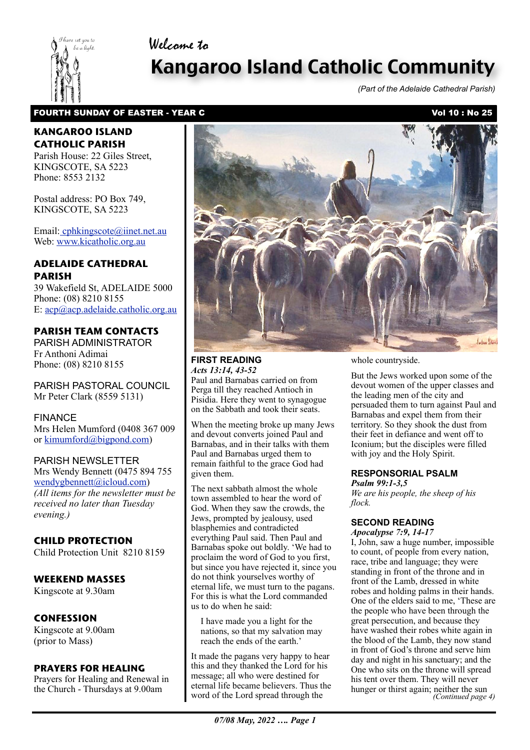Welcome to

# Kangaroo Island Catholic Community

*(Part of the Adelaide Cathedral Parish)*

**FOURTH SUNDAY OF EASTER - YEAR C** **Vol 10 : No 25**

## KANGAROO ISLAND CATHOLIC PARISH

Parish House: 22 Giles Street, KINGSCOTE, SA 5223
Phone: 8553 2132

Postal address: PO Box 749, KINGSCOTE, SA 5223

Email: cphkingscote@iinet.net.au
Web: www.kicatholic.org.au

## ADELAIDE CATHEDRAL PARISH

39 Wakefield St, ADELAIDE 5000
Phone: (08) 8210 8155
E: acp@acp.adelaide.catholic.org.au

## PARISH TEAM CONTACTS

PARISH ADMINISTRATOR
Fr Anthoni Adimai
Phone: (08) 8210 8155

PARISH PASTORAL COUNCIL
Mr Peter Clark (8559 5131)

FINANCE
Mrs Helen Mumford (0408 367 009 or kimumford@bigpond.com)

PARISH NEWSLETTER
Mrs Wendy Bennett (0475 894 755 wendygbennett@icloud.com)
*(All items for the newsletter must be received no later than Tuesday evening.)*

## CHILD PROTECTION

Child Protection Unit 8210 8159

## WEEKEND MASSES

Kingscote at 9.30am

## CONFESSION

Kingscote at 9.00am (prior to Mass)

## PRAYERS FOR HEALING

Prayers for Healing and Renewal in the Church - Thursdays at 9.00am

### FIRST READING

*Acts 13:14, 43-52*

Paul and Barnabas carried on from Perga till they reached Antioch in Pisidia. Here they went to synagogue on the Sabbath and took their seats.

When the meeting broke up many Jews and devout converts joined Paul and Barnabas, and in their talks with them Paul and Barnabas urged them to remain faithful to the grace God had given them.

The next sabbath almost the whole town assembled to hear the word of God. When they saw the crowds, the Jews, prompted by jealousy, used blasphemies and contradicted everything Paul said. Then Paul and Barnabas spoke out boldly. 'We had to proclaim the word of God to you first, but since you have rejected it, since you do not think yourselves worthy of eternal life, we must turn to the pagans. For this is what the Lord commanded us to do when he said:

> I have made you a light for the nations, so that my salvation may reach the ends of the earth.'

It made the pagans very happy to hear this and they thanked the Lord for his message; all who were destined for eternal life became believers. Thus the word of the Lord spread through the whole countryside.

But the Jews worked upon some of the devout women of the upper classes and the leading men of the city and persuaded them to turn against Paul and Barnabas and expel them from their territory. So they shook the dust from their feet in defiance and went off to Iconium; but the disciples were filled with joy and the Holy Spirit.

### RESPONSORIAL PSALM

*Psalm 99:1-3,5*

*We are his people, the sheep of his flock.*

### SECOND READING

*Apocalypse 7:9, 14-17*

I, John, saw a huge number, impossible to count, of people from every nation, race, tribe and language; they were standing in front of the throne and in front of the Lamb, dressed in white robes and holding palms in their hands. One of the elders said to me, 'These are the people who have been through the great persecution, and because they have washed their robes white again in the blood of the Lamb, they now stand in front of God's throne and serve him day and night in his sanctuary; and the One who sits on the throne will spread his tent over them. They will never hunger or thirst again; neither the sun

*(Continued page 4)*

*07/08 May, 2022 …. Page 1*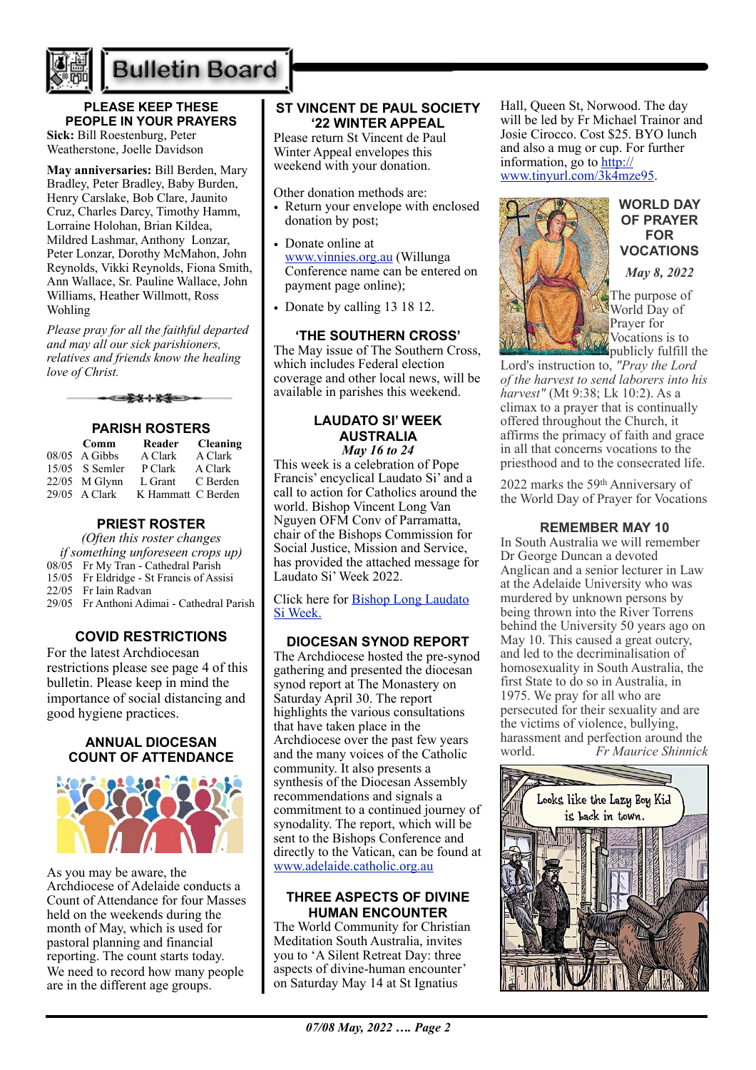# Bulletin Board

## PLEASE KEEP THESE PEOPLE IN YOUR PRAYERS

**Sick:** Bill Roestenburg, Peter Weatherstone, Joelle Davidson

**May anniversaries:** Bill Berden, Mary Bradley, Peter Bradley, Baby Burden, Henry Carslake, Bob Clare, Jaunito Cruz, Charles Darcy, Timothy Hamm, Lorraine Holohan, Brian Kildea, Mildred Lashmar, Anthony Lonzar, Peter Lonzar, Dorothy McMahon, John Reynolds, Vikki Reynolds, Fiona Smith, Ann Wallace, Sr. Pauline Wallace, John Williams, Heather Willmott, Ross Wohling

*Please pray for all the faithful departed and may all our sick parishioners, relatives and friends know the healing love of Christ.*

## PARISH ROSTERS

| | Comm | Reader | Cleaning |
|---|---|---|---|
| 08/05 | A Gibbs | A Clark | A Clark |
| 15/05 | S Semler | P Clark | A Clark |
| 22/05 | M Glynn | L Grant | C Berden |
| 29/05 | A Clark | K Hammatt | C Berden |

## PRIEST ROSTER

*(Often this roster changes if something unforeseen crops up)*

08/05 Fr My Tran - Cathedral Parish
15/05 Fr Eldridge - St Francis of Assisi
22/05 Fr Iain Radvan
29/05 Fr Anthoni Adimai - Cathedral Parish

## COVID RESTRICTIONS

For the latest Archdiocesan restrictions please see page 4 of this bulletin. Please keep in mind the importance of social distancing and good hygiene practices.

## ANNUAL DIOCESAN COUNT OF ATTENDANCE

As you may be aware, the Archdiocese of Adelaide conducts a Count of Attendance for four Masses held on the weekends during the month of May, which is used for pastoral planning and financial reporting. The count starts today. We need to record how many people are in the different age groups.

## ST VINCENT DE PAUL SOCIETY '22 WINTER APPEAL

Please return St Vincent de Paul Winter Appeal envelopes this weekend with your donation.

Other donation methods are:

- Return your envelope with enclosed donation by post;
- Donate online at www.vinnies.org.au (Willunga Conference name can be entered on payment page online);
- Donate by calling 13 18 12.

## 'THE SOUTHERN CROSS'

The May issue of The Southern Cross, which includes Federal election coverage and other local news, will be available in parishes this weekend.

## LAUDATO SI' WEEK AUSTRALIA

***May 16 to 24***

This week is a celebration of Pope Francis' encyclical Laudato Si' and a call to action for Catholics around the world. Bishop Vincent Long Van Nguyen OFM Conv of Parramatta, chair of the Bishops Commission for Social Justice, Mission and Service, has provided the attached message for Laudato Si' Week 2022.

Click here for Bishop Long Laudato Si Week.

## DIOCESAN SYNOD REPORT

The Archdiocese hosted the pre-synod gathering and presented the diocesan synod report at The Monastery on Saturday April 30. The report highlights the various consultations that have taken place in the Archdiocese over the past few years and the many voices of the Catholic community. It also presents a synthesis of the Diocesan Assembly recommendations and signals a commitment to a continued journey of synodality. The report, which will be sent to the Bishops Conference and directly to the Vatican, can be found at www.adelaide.catholic.org.au

## THREE ASPECTS OF DIVINE HUMAN ENCOUNTER

The World Community for Christian Meditation South Australia, invites you to 'A Silent Retreat Day: three aspects of divine-human encounter' on Saturday May 14 at St Ignatius Hall, Queen St, Norwood. The day will be led by Fr Michael Trainor and Josie Cirocco. Cost $25. BYO lunch and also a mug or cup. For further information, go to http://www.tinyurl.com/3k4mze95.

## WORLD DAY OF PRAYER FOR VOCATIONS

***May 8, 2022***

The purpose of World Day of Prayer for Vocations is to publicly fulfill the Lord's instruction to, *"Pray the Lord of the harvest to send laborers into his harvest"* (Mt 9:38; Lk 10:2). As a climax to a prayer that is continually offered throughout the Church, it affirms the primacy of faith and grace in all that concerns vocations to the priesthood and to the consecrated life.

2022 marks the 59th Anniversary of the World Day of Prayer for Vocations

## REMEMBER MAY 10

In South Australia we will remember Dr George Duncan a devoted Anglican and a senior lecturer in Law at the Adelaide University who was murdered by unknown persons by being thrown into the River Torrens behind the University 50 years ago on May 10. This caused a great outcry, and led to the decriminalisation of homosexuality in South Australia, the first State to do so in Australia, in 1975. We pray for all who are persecuted for their sexuality and are the victims of violence, bullying, harassment and perfection around the world.

*Fr Maurice Shinnick*

*07/08 May, 2022 …. Page 2*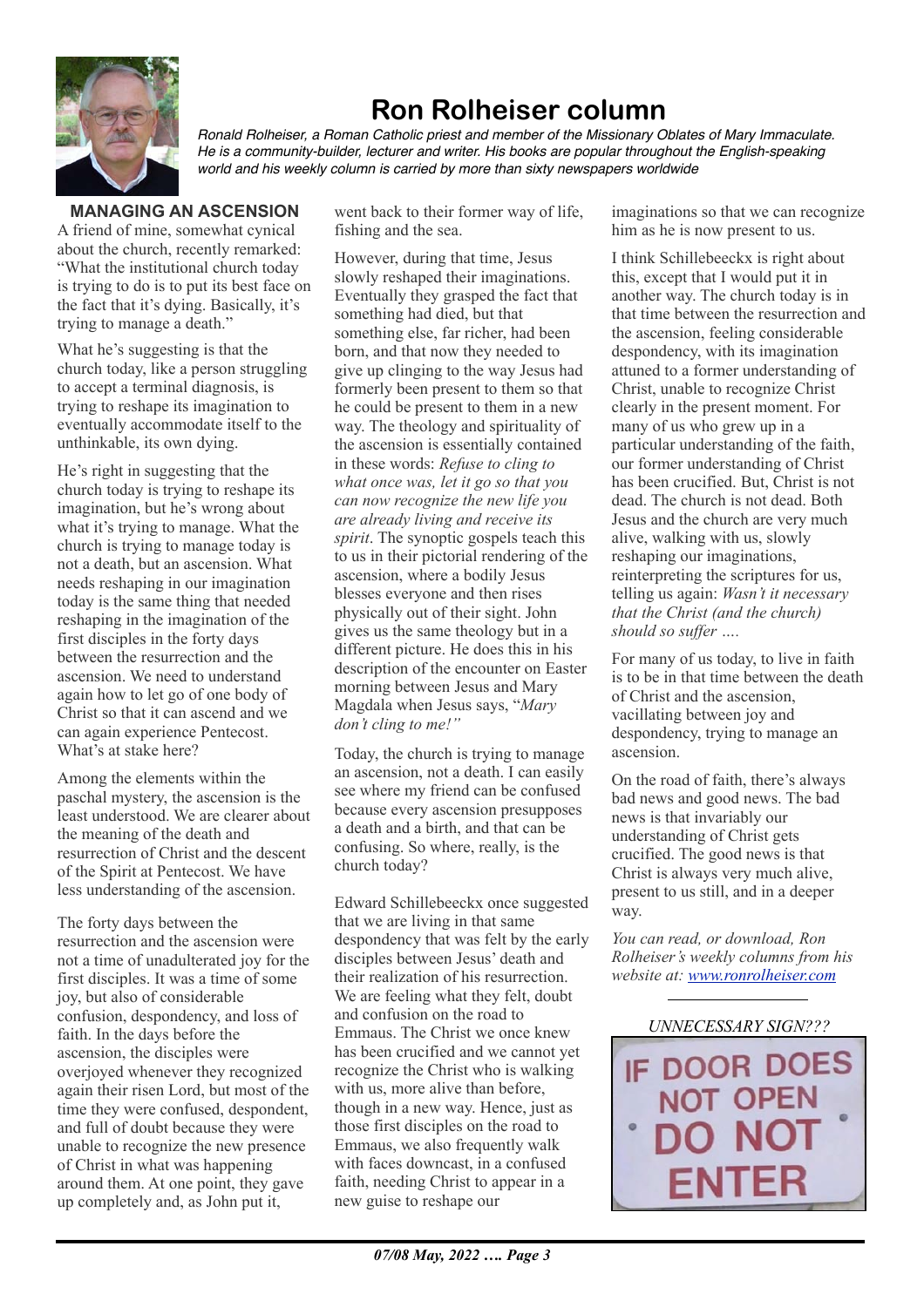# Ron Rolheiser column

*Ronald Rolheiser, a Roman Catholic priest and member of the Missionary Oblates of Mary Immaculate. He is a community-builder, lecturer and writer. His books are popular throughout the English-speaking world and his weekly column is carried by more than sixty newspapers worldwide*

## MANAGING AN ASCENSION

A friend of mine, somewhat cynical about the church, recently remarked: "What the institutional church today is trying to do is to put its best face on the fact that it's dying. Basically, it's trying to manage a death."

What he's suggesting is that the church today, like a person struggling to accept a terminal diagnosis, is trying to reshape its imagination to eventually accommodate itself to the unthinkable, its own dying.

He's right in suggesting that the church today is trying to reshape its imagination, but he's wrong about what it's trying to manage. What the church is trying to manage today is not a death, but an ascension. What needs reshaping in our imagination today is the same thing that needed reshaping in the imagination of the first disciples in the forty days between the resurrection and the ascension. We need to understand again how to let go of one body of Christ so that it can ascend and we can again experience Pentecost. What's at stake here?

Among the elements within the paschal mystery, the ascension is the least understood. We are clearer about the meaning of the death and resurrection of Christ and the descent of the Spirit at Pentecost. We have less understanding of the ascension.

The forty days between the resurrection and the ascension were not a time of unadulterated joy for the first disciples. It was a time of some joy, but also of considerable confusion, despondency, and loss of faith. In the days before the ascension, the disciples were overjoyed whenever they recognized again their risen Lord, but most of the time they were confused, despondent, and full of doubt because they were unable to recognize the new presence of Christ in what was happening around them. At one point, they gave up completely and, as John put it, went back to their former way of life, fishing and the sea.

However, during that time, Jesus slowly reshaped their imaginations. Eventually they grasped the fact that something had died, but that something else, far richer, had been born, and that now they needed to give up clinging to the way Jesus had formerly been present to them so that he could be present to them in a new way. The theology and spirituality of the ascension is essentially contained in these words: *Refuse to cling to what once was, let it go so that you can now recognize the new life you are already living and receive its spirit*. The synoptic gospels teach this to us in their pictorial rendering of the ascension, where a bodily Jesus blesses everyone and then rises physically out of their sight. John gives us the same theology but in a different picture. He does this in his description of the encounter on Easter morning between Jesus and Mary Magdala when Jesus says, "*Mary don't cling to me!"*

Today, the church is trying to manage an ascension, not a death. I can easily see where my friend can be confused because every ascension presupposes a death and a birth, and that can be confusing. So where, really, is the church today?

Edward Schillebeeckx once suggested that we are living in that same despondency that was felt by the early disciples between Jesus' death and their realization of his resurrection. We are feeling what they felt, doubt and confusion on the road to Emmaus. The Christ we once knew has been crucified and we cannot yet recognize the Christ who is walking with us, more alive than before, though in a new way. Hence, just as those first disciples on the road to Emmaus, we also frequently walk with faces downcast, in a confused faith, needing Christ to appear in a new guise to reshape our imaginations so that we can recognize him as he is now present to us.

I think Schillebeeckx is right about this, except that I would put it in another way. The church today is in that time between the resurrection and the ascension, feeling considerable despondency, with its imagination attuned to a former understanding of Christ, unable to recognize Christ clearly in the present moment. For many of us who grew up in a particular understanding of the faith, our former understanding of Christ has been crucified. But, Christ is not dead. The church is not dead. Both Jesus and the church are very much alive, walking with us, slowly reshaping our imaginations, reinterpreting the scriptures for us, telling us again: *Wasn't it necessary that the Christ (and the church) should so suffer ….*

For many of us today, to live in faith is to be in that time between the death of Christ and the ascension, vacillating between joy and despondency, trying to manage an ascension.

On the road of faith, there's always bad news and good news. The bad news is that invariably our understanding of Christ gets crucified. The good news is that Christ is always very much alive, present to us still, and in a deeper way.

*You can read, or download, Ron Rolheiser's weekly columns from his website at: www.ronrolheiser.com*

---

*UNNECESSARY SIGN???*

IF DOOR DOES NOT OPEN DO NOT ENTER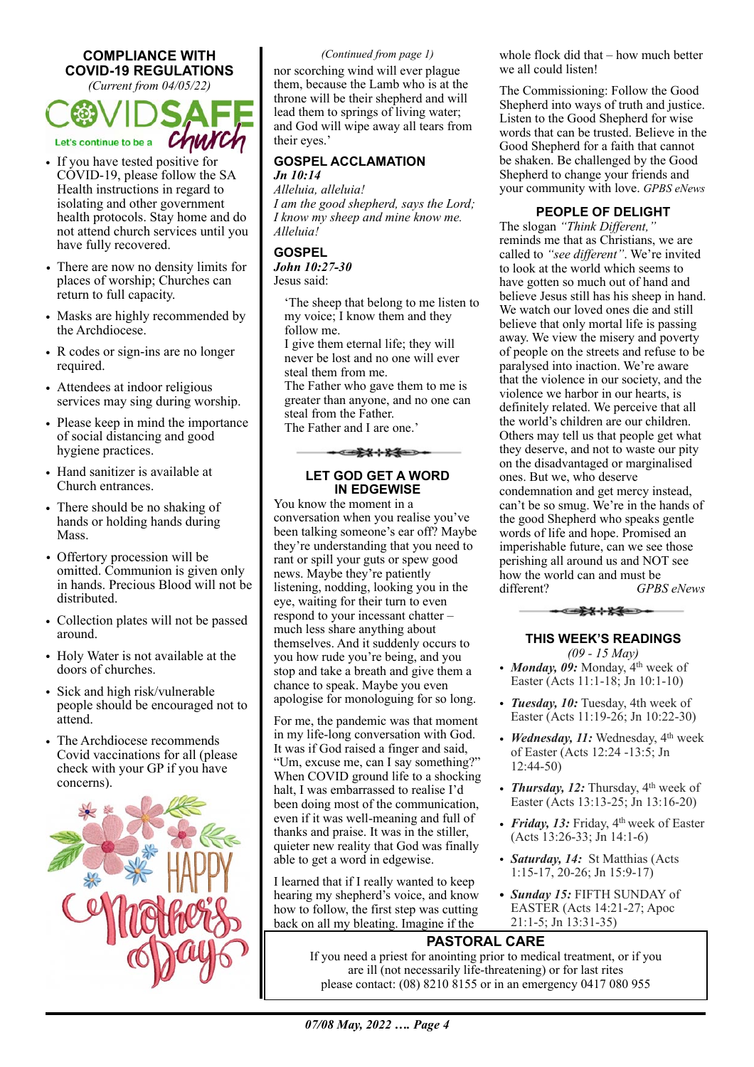## COMPLIANCE WITH COVID-19 REGULATIONS

*(Current from 04/05/22)*

COVIDSAFE church

Let's continue to be a

- If you have tested positive for COVID-19, please follow the SA Health instructions in regard to isolating and other government health protocols. Stay home and do not attend church services until you have fully recovered.
- There are now no density limits for places of worship; Churches can return to full capacity.
- Masks are highly recommended by the Archdiocese.
- R codes or sign-ins are no longer required.
- Attendees at indoor religious services may sing during worship.
- Please keep in mind the importance of social distancing and good hygiene practices.
- Hand sanitizer is available at Church entrances.
- There should be no shaking of hands or holding hands during Mass.
- Offertory procession will be omitted. Communion is given only in hands. Precious Blood will not be distributed.
- Collection plates will not be passed around.
- Holy Water is not available at the doors of churches.
- Sick and high risk/vulnerable people should be encouraged not to attend.
- The Archdiocese recommends Covid vaccinations for all (please check with your GP if you have concerns).

HAPPY Mother's Day

*(Continued from page 1)*

nor scorching wind will ever plague them, because the Lamb who is at the throne will be their shepherd and will lead them to springs of living water; and God will wipe away all tears from their eyes.'

## GOSPEL ACCLAMATION

***Jn 10:14***

*Alleluia, alleluia!*
*I am the good shepherd, says the Lord;*
*I know my sheep and mine know me.*
*Alleluia!*

## GOSPEL

***John 10:27-30***

Jesus said:

'The sheep that belong to me listen to my voice; I know them and they follow me.
I give them eternal life; they will never be lost and no one will ever steal them from me.
The Father who gave them to me is greater than anyone, and no one can steal from the Father.
The Father and I are one.'

## LET GOD GET A WORD IN EDGEWISE

You know the moment in a conversation when you realise you've been talking someone's ear off? Maybe they're understanding that you need to rant or spill your guts or spew good news. Maybe they're patiently listening, nodding, looking you in the eye, waiting for their turn to even respond to your incessant chatter – much less share anything about themselves. And it suddenly occurs to you how rude you're being, and you stop and take a breath and give them a chance to speak. Maybe you even apologise for monologuing for so long.

For me, the pandemic was that moment in my life-long conversation with God. It was if God raised a finger and said, "Um, excuse me, can I say something?" When COVID ground life to a shocking halt, I was embarrassed to realise I'd been doing most of the communication, even if it was well-meaning and full of thanks and praise. It was in the stiller, quieter new reality that God was finally able to get a word in edgewise.

I learned that if I really wanted to keep hearing my shepherd's voice, and know how to follow, the first step was cutting back on all my bleating. Imagine if the whole flock did that – how much better we all could listen!

The Commissioning: Follow the Good Shepherd into ways of truth and justice. Listen to the Good Shepherd for wise words that can be trusted. Believe in the Good Shepherd for a faith that cannot be shaken. Be challenged by the Good Shepherd to change your friends and your community with love. *GPBS eNews*

## PEOPLE OF DELIGHT

The slogan *"Think Different,"* reminds me that as Christians, we are called to *"see different"*. We're invited to look at the world which seems to have gotten so much out of hand and believe Jesus still has his sheep in hand. We watch our loved ones die and still believe that only mortal life is passing away. We view the misery and poverty of people on the streets and refuse to be paralysed into inaction. We're aware that the violence in our society, and the violence we harbor in our hearts, is definitely related. We perceive that all the world's children are our children. Others may tell us that people get what they deserve, and not to waste our pity on the disadvantaged or marginalised ones. But we, who deserve condemnation and get mercy instead, can't be so smug. We're in the hands of the good Shepherd who speaks gentle words of life and hope. Promised an imperishable future, can we see those perishing all around us and NOT see how the world can and must be different? *GPBS eNews*

## THIS WEEK'S READINGS

*(09 - 15 May)*

- ***Monday, 09:*** Monday, 4th week of Easter (Acts 11:1-18; Jn 10:1-10)
- ***Tuesday, 10:*** Tuesday, 4th week of Easter (Acts 11:19-26; Jn 10:22-30)
- ***Wednesday, 11:*** Wednesday, 4th week of Easter (Acts 12:24 -13:5; Jn 12:44-50)
- ***Thursday, 12:*** Thursday, 4th week of Easter (Acts 13:13-25; Jn 13:16-20)
- ***Friday, 13:*** Friday, 4th week of Easter (Acts 13:26-33; Jn 14:1-6)
- ***Saturday, 14:*** St Matthias (Acts 1:15-17, 20-26; Jn 15:9-17)
- ***Sunday 15:*** FIFTH SUNDAY of EASTER (Acts 14:21-27; Apoc 21:1-5; Jn 13:31-35)

## PASTORAL CARE

If you need a priest for anointing prior to medical treatment, or if you are ill (not necessarily life-threatening) or for last rites please contact: (08) 8210 8155 or in an emergency 0417 080 955